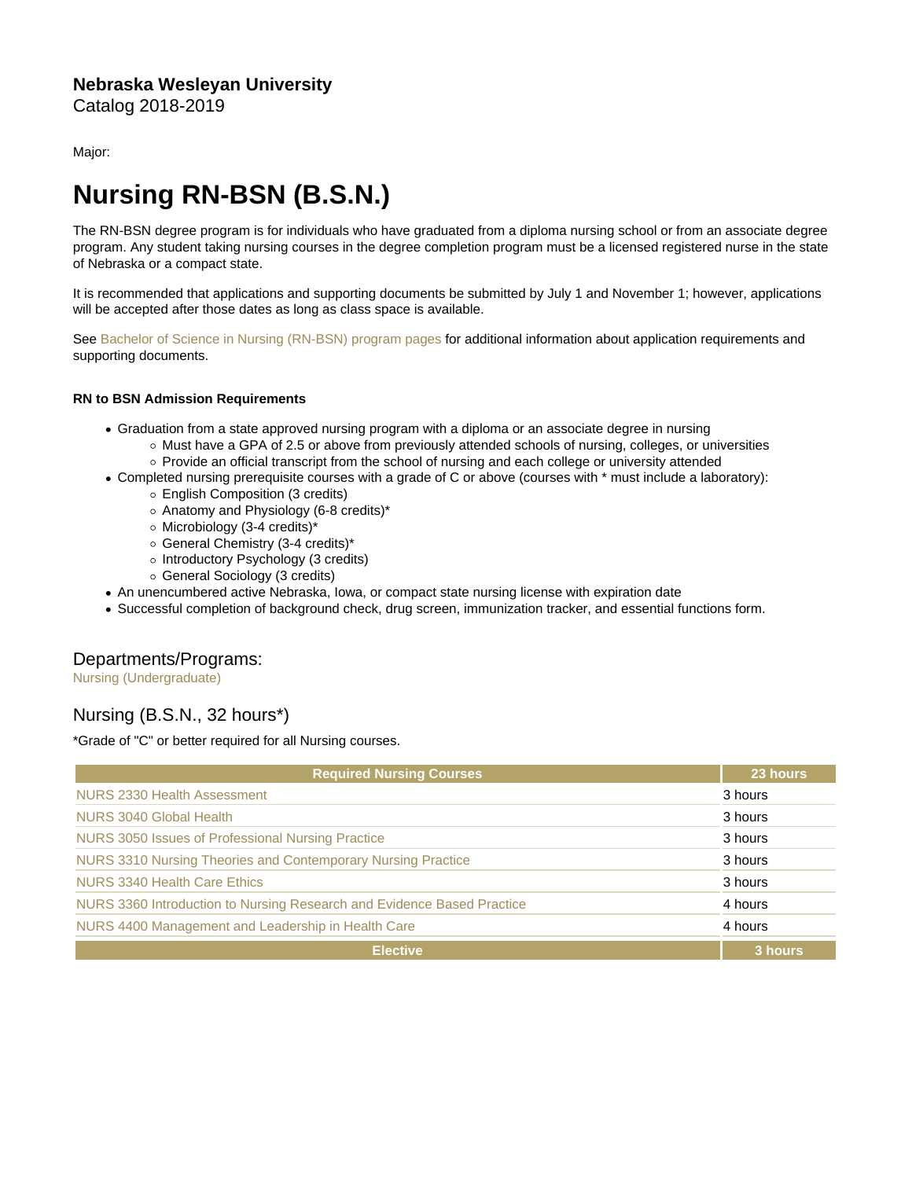**Nebraska Wesleyan University**
Catalog 2018-2019

Major:

# Nursing RN-BSN (B.S.N.)

The RN-BSN degree program is for individuals who have graduated from a diploma nursing school or from an associate degree program. Any student taking nursing courses in the degree completion program must be a licensed registered nurse in the state of Nebraska or a compact state.

It is recommended that applications and supporting documents be submitted by July 1 and November 1; however, applications will be accepted after those dates as long as class space is available.

See Bachelor of Science in Nursing (RN-BSN) program pages for additional information about application requirements and supporting documents.

#### RN to BSN Admission Requirements

- Graduation from a state approved nursing program with a diploma or an associate degree in nursing
  - Must have a GPA of 2.5 or above from previously attended schools of nursing, colleges, or universities
  - Provide an official transcript from the school of nursing and each college or university attended
- Completed nursing prerequisite courses with a grade of C or above (courses with * must include a laboratory):
  - English Composition (3 credits)
  - Anatomy and Physiology (6-8 credits)*
  - Microbiology (3-4 credits)*
  - General Chemistry (3-4 credits)*
  - Introductory Psychology (3 credits)
  - General Sociology (3 credits)
- An unencumbered active Nebraska, Iowa, or compact state nursing license with expiration date
- Successful completion of background check, drug screen, immunization tracker, and essential functions form.

## Departments/Programs:

Nursing (Undergraduate)

## Nursing (B.S.N., 32 hours*)

*Grade of "C" or better required for all Nursing courses.

| Required Nursing Courses | 23 hours |
|---|---|
| NURS 2330 Health Assessment | 3 hours |
| NURS 3040 Global Health | 3 hours |
| NURS 3050 Issues of Professional Nursing Practice | 3 hours |
| NURS 3310 Nursing Theories and Contemporary Nursing Practice | 3 hours |
| NURS 3340 Health Care Ethics | 3 hours |
| NURS 3360 Introduction to Nursing Research and Evidence Based Practice | 4 hours |
| NURS 4400 Management and Leadership in Health Care | 4 hours |
| **Elective** | **3 hours** |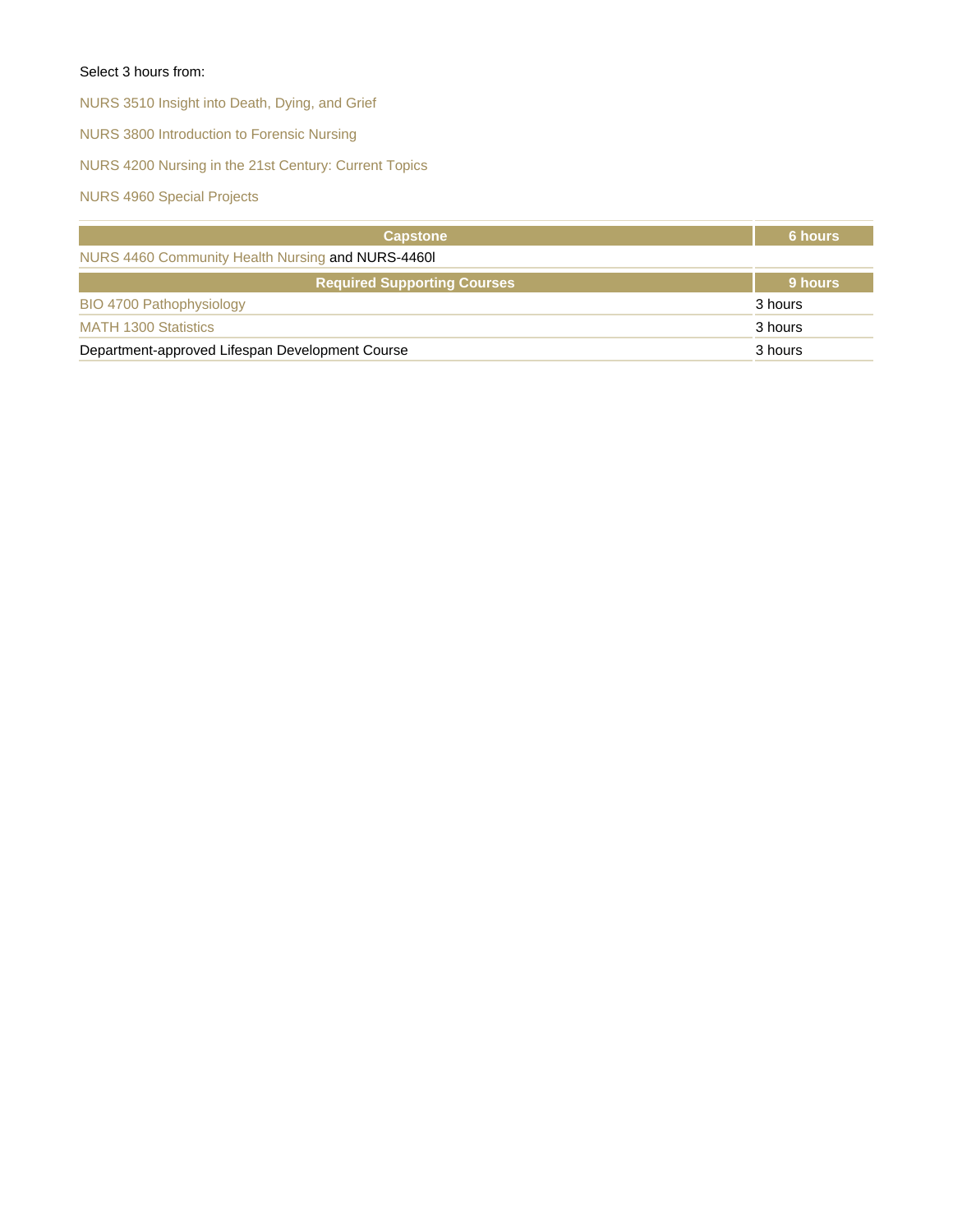Select 3 hours from:

NURS 3510 Insight into Death, Dying, and Grief

NURS 3800 Introduction to Forensic Nursing

NURS 4200 Nursing in the 21st Century: Current Topics

NURS 4960 Special Projects

| Capstone | 6 hours |
|---|---|
| NURS 4460 Community Health Nursing and NURS-4460l | |

| Required Supporting Courses | 9 hours |
|---|---|
| BIO 4700 Pathophysiology | 3 hours |
| MATH 1300 Statistics | 3 hours |
| Department-approved Lifespan Development Course | 3 hours |